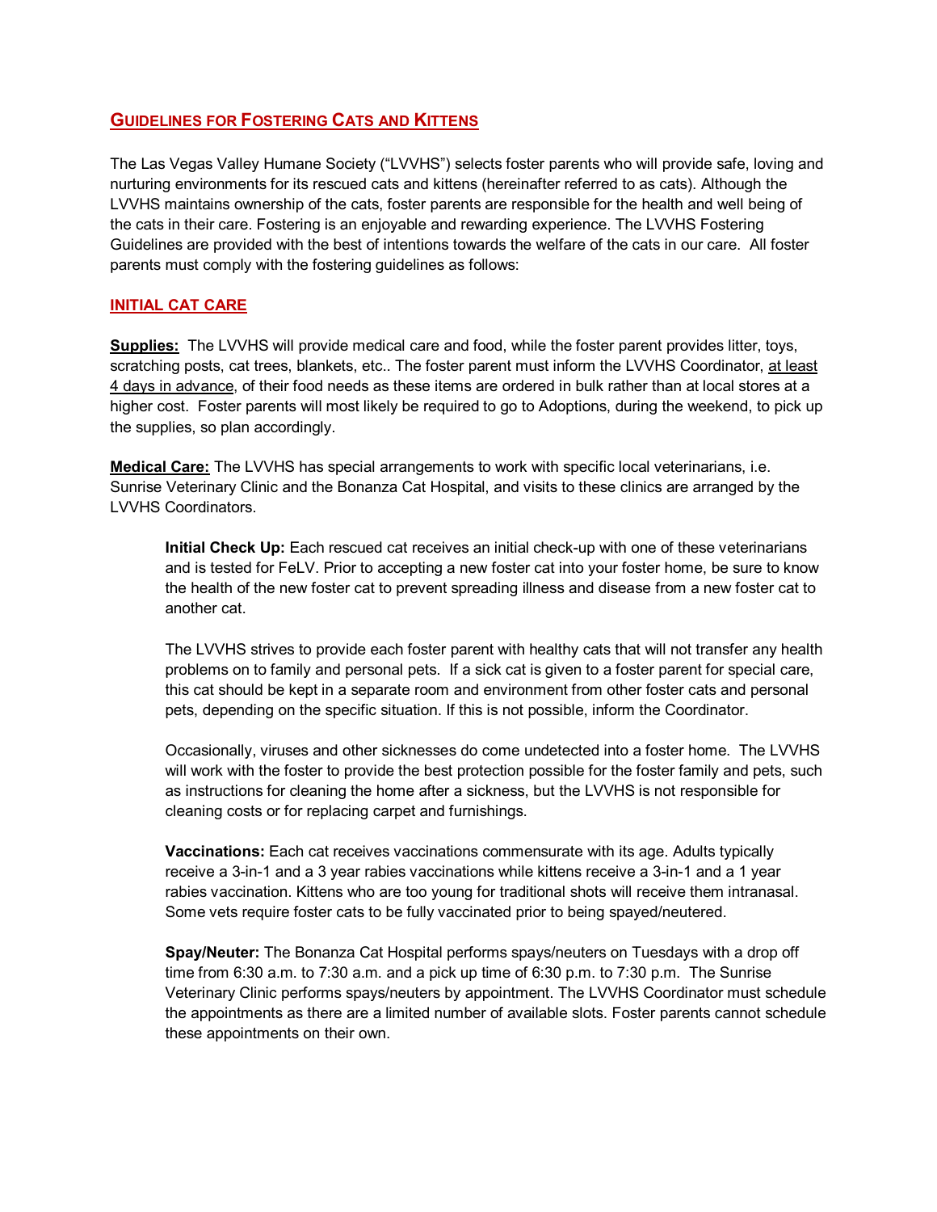# GUIDELINES FOR FOSTERING CATS AND KITTENS

The Las Vegas Valley Humane Society ("LVVHS") selects foster parents who will provide safe, loving and nurturing environments for its rescued cats and kittens (hereinafter referred to as cats). Although the LVVHS maintains ownership of the cats, foster parents are responsible for the health and well being of the cats in their care. Fostering is an enjoyable and rewarding experience. The LVVHS Fostering Guidelines are provided with the best of intentions towards the welfare of the cats in our care. All foster parents must comply with the fostering guidelines as follows:

## INITIAL CAT CARE

**Supplies:** The LVVHS will provide medical care and food, while the foster parent provides litter, toys, scratching posts, cat trees, blankets, etc.. The foster parent must inform the LVVHS Coordinator, at least 4 days in advance, of their food needs as these items are ordered in bulk rather than at local stores at a higher cost. Foster parents will most likely be required to go to Adoptions, during the weekend, to pick up the supplies, so plan accordingly.

**Medical Care:** The LVVHS has special arrangements to work with specific local veterinarians, i.e. Sunrise Veterinary Clinic and the Bonanza Cat Hospital, and visits to these clinics are arranged by the LVVHS Coordinators.

> **Initial Check Up:** Each rescued cat receives an initial check-up with one of these veterinarians and is tested for FeLV. Prior to accepting a new foster cat into your foster home, be sure to know the health of the new foster cat to prevent spreading illness and disease from a new foster cat to another cat.
>
> The LVVHS strives to provide each foster parent with healthy cats that will not transfer any health problems on to family and personal pets. If a sick cat is given to a foster parent for special care, this cat should be kept in a separate room and environment from other foster cats and personal pets, depending on the specific situation. If this is not possible, inform the Coordinator.
>
> Occasionally, viruses and other sicknesses do come undetected into a foster home. The LVVHS will work with the foster to provide the best protection possible for the foster family and pets, such as instructions for cleaning the home after a sickness, but the LVVHS is not responsible for cleaning costs or for replacing carpet and furnishings.
>
> **Vaccinations:** Each cat receives vaccinations commensurate with its age. Adults typically receive a 3-in-1 and a 3 year rabies vaccinations while kittens receive a 3-in-1 and a 1 year rabies vaccination. Kittens who are too young for traditional shots will receive them intranasal. Some vets require foster cats to be fully vaccinated prior to being spayed/neutered.
>
> **Spay/Neuter:** The Bonanza Cat Hospital performs spays/neuters on Tuesdays with a drop off time from 6:30 a.m. to 7:30 a.m. and a pick up time of 6:30 p.m. to 7:30 p.m. The Sunrise Veterinary Clinic performs spays/neuters by appointment. The LVVHS Coordinator must schedule the appointments as there are a limited number of available slots. Foster parents cannot schedule these appointments on their own.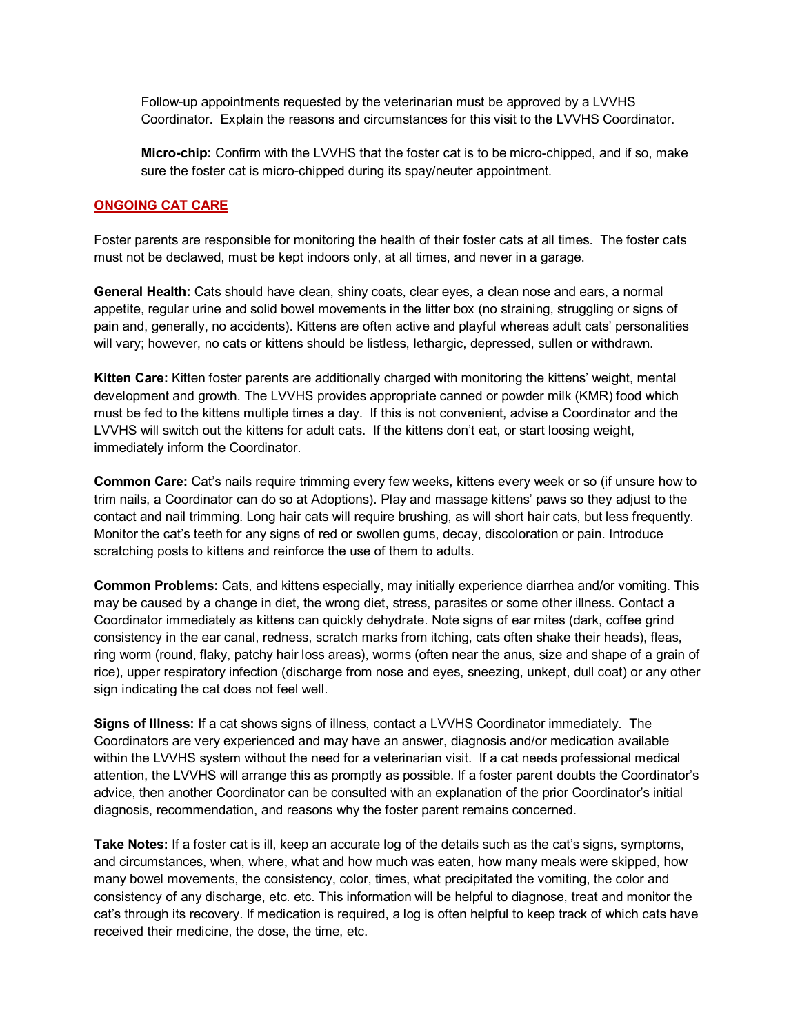Follow-up appointments requested by the veterinarian must be approved by a LVVHS Coordinator. Explain the reasons and circumstances for this visit to the LVVHS Coordinator.

**Micro-chip:** Confirm with the LVVHS that the foster cat is to be micro-chipped, and if so, make sure the foster cat is micro-chipped during its spay/neuter appointment.

## ONGOING CAT CARE

Foster parents are responsible for monitoring the health of their foster cats at all times. The foster cats must not be declawed, must be kept indoors only, at all times, and never in a garage.

**General Health:** Cats should have clean, shiny coats, clear eyes, a clean nose and ears, a normal appetite, regular urine and solid bowel movements in the litter box (no straining, struggling or signs of pain and, generally, no accidents). Kittens are often active and playful whereas adult cats' personalities will vary; however, no cats or kittens should be listless, lethargic, depressed, sullen or withdrawn.

**Kitten Care:** Kitten foster parents are additionally charged with monitoring the kittens' weight, mental development and growth. The LVVHS provides appropriate canned or powder milk (KMR) food which must be fed to the kittens multiple times a day. If this is not convenient, advise a Coordinator and the LVVHS will switch out the kittens for adult cats. If the kittens don't eat, or start loosing weight, immediately inform the Coordinator.

**Common Care:** Cat's nails require trimming every few weeks, kittens every week or so (if unsure how to trim nails, a Coordinator can do so at Adoptions). Play and massage kittens' paws so they adjust to the contact and nail trimming. Long hair cats will require brushing, as will short hair cats, but less frequently. Monitor the cat's teeth for any signs of red or swollen gums, decay, discoloration or pain. Introduce scratching posts to kittens and reinforce the use of them to adults.

**Common Problems:** Cats, and kittens especially, may initially experience diarrhea and/or vomiting. This may be caused by a change in diet, the wrong diet, stress, parasites or some other illness. Contact a Coordinator immediately as kittens can quickly dehydrate. Note signs of ear mites (dark, coffee grind consistency in the ear canal, redness, scratch marks from itching, cats often shake their heads), fleas, ring worm (round, flaky, patchy hair loss areas), worms (often near the anus, size and shape of a grain of rice), upper respiratory infection (discharge from nose and eyes, sneezing, unkept, dull coat) or any other sign indicating the cat does not feel well.

**Signs of Illness:** If a cat shows signs of illness, contact a LVVHS Coordinator immediately. The Coordinators are very experienced and may have an answer, diagnosis and/or medication available within the LVVHS system without the need for a veterinarian visit. If a cat needs professional medical attention, the LVVHS will arrange this as promptly as possible. If a foster parent doubts the Coordinator's advice, then another Coordinator can be consulted with an explanation of the prior Coordinator's initial diagnosis, recommendation, and reasons why the foster parent remains concerned.

**Take Notes:** If a foster cat is ill, keep an accurate log of the details such as the cat's signs, symptoms, and circumstances, when, where, what and how much was eaten, how many meals were skipped, how many bowel movements, the consistency, color, times, what precipitated the vomiting, the color and consistency of any discharge, etc. etc. This information will be helpful to diagnose, treat and monitor the cat's through its recovery. If medication is required, a log is often helpful to keep track of which cats have received their medicine, the dose, the time, etc.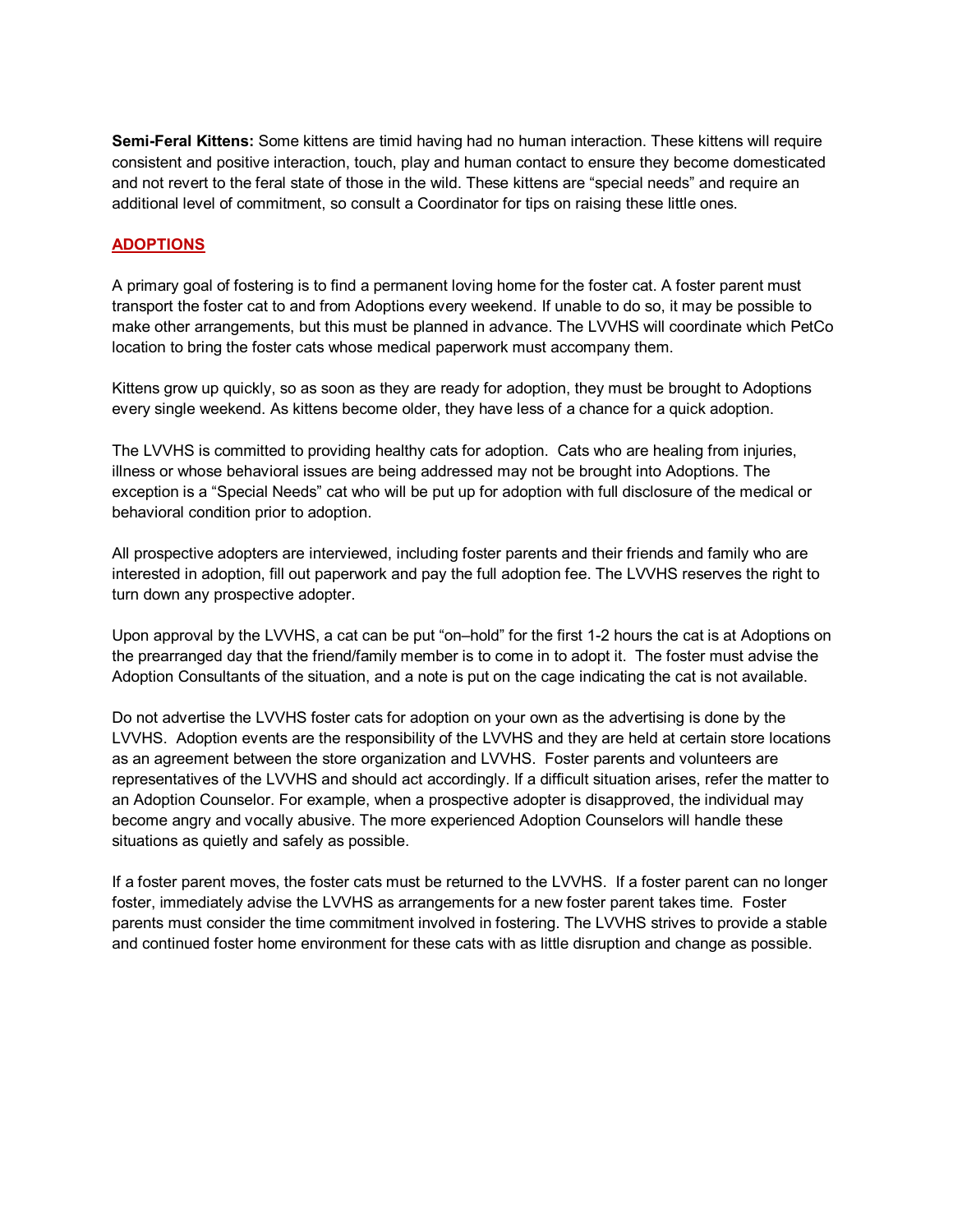**Semi-Feral Kittens:** Some kittens are timid having had no human interaction. These kittens will require consistent and positive interaction, touch, play and human contact to ensure they become domesticated and not revert to the feral state of those in the wild. These kittens are "special needs" and require an additional level of commitment, so consult a Coordinator for tips on raising these little ones.

## ADOPTIONS

A primary goal of fostering is to find a permanent loving home for the foster cat. A foster parent must transport the foster cat to and from Adoptions every weekend. If unable to do so, it may be possible to make other arrangements, but this must be planned in advance. The LVVHS will coordinate which PetCo location to bring the foster cats whose medical paperwork must accompany them.

Kittens grow up quickly, so as soon as they are ready for adoption, they must be brought to Adoptions every single weekend. As kittens become older, they have less of a chance for a quick adoption.

The LVVHS is committed to providing healthy cats for adoption. Cats who are healing from injuries, illness or whose behavioral issues are being addressed may not be brought into Adoptions. The exception is a "Special Needs" cat who will be put up for adoption with full disclosure of the medical or behavioral condition prior to adoption.

All prospective adopters are interviewed, including foster parents and their friends and family who are interested in adoption, fill out paperwork and pay the full adoption fee. The LVVHS reserves the right to turn down any prospective adopter.

Upon approval by the LVVHS, a cat can be put "on–hold" for the first 1-2 hours the cat is at Adoptions on the prearranged day that the friend/family member is to come in to adopt it. The foster must advise the Adoption Consultants of the situation, and a note is put on the cage indicating the cat is not available.

Do not advertise the LVVHS foster cats for adoption on your own as the advertising is done by the LVVHS. Adoption events are the responsibility of the LVVHS and they are held at certain store locations as an agreement between the store organization and LVVHS. Foster parents and volunteers are representatives of the LVVHS and should act accordingly. If a difficult situation arises, refer the matter to an Adoption Counselor. For example, when a prospective adopter is disapproved, the individual may become angry and vocally abusive. The more experienced Adoption Counselors will handle these situations as quietly and safely as possible.

If a foster parent moves, the foster cats must be returned to the LVVHS. If a foster parent can no longer foster, immediately advise the LVVHS as arrangements for a new foster parent takes time. Foster parents must consider the time commitment involved in fostering. The LVVHS strives to provide a stable and continued foster home environment for these cats with as little disruption and change as possible.